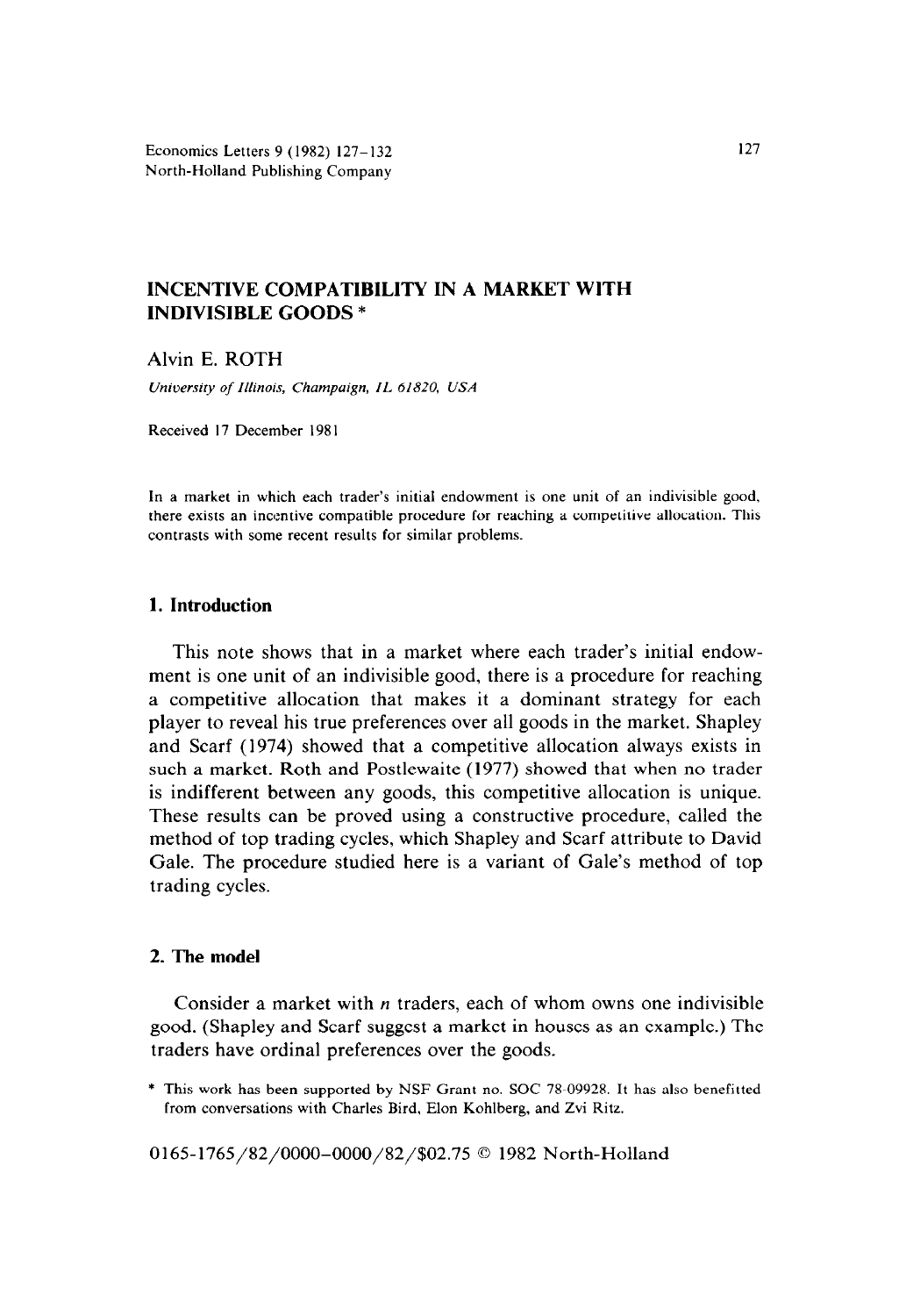# INCENTIVE COMPATIBILITY IN A MARKET WITH INDIVISIBLE GOODS *

Alvin E. ROTH

*University of Illinois, Champaign, IL 61820, USA*

Received 17 December 1981

In a market in which each trader's initial endowment is one unit of an indivisible good, there exists an incentive compatible procedure for reaching a competitive allocation. This contrasts with some recent results for similar problems.

## 1. Introduction

This note shows that in a market where each trader's initial endowment is one unit of an indivisible good, there is a procedure for reaching a competitive allocation that makes it a dominant strategy for each player to reveal his true preferences over all goods in the market. Shapley and Scarf (1974) showed that a competitive allocation always exists in such a market. Roth and Postlewaite (1977) showed that when no trader is indifferent between any goods, this competitive allocation is unique. These results can be proved using a constructive procedure, called the method of top trading cycles, which Shapley and Scarf attribute to David Gale. The procedure studied here is a variant of Gale's method of top trading cycles.

## 2. The model

Consider a market with $n$ traders, each of whom owns one indivisible good. (Shapley and Scarf suggest a market in houses as an example.) The traders have ordinal preferences over the goods.

\* This work has been supported by NSF Grant no. SOC 78-09928. It has also benefitted from conversations with Charles Bird, Elon Kohlberg, and Zvi Ritz.

0165-1765/82/0000-0000/82/$02.75 © 1982 North-Holland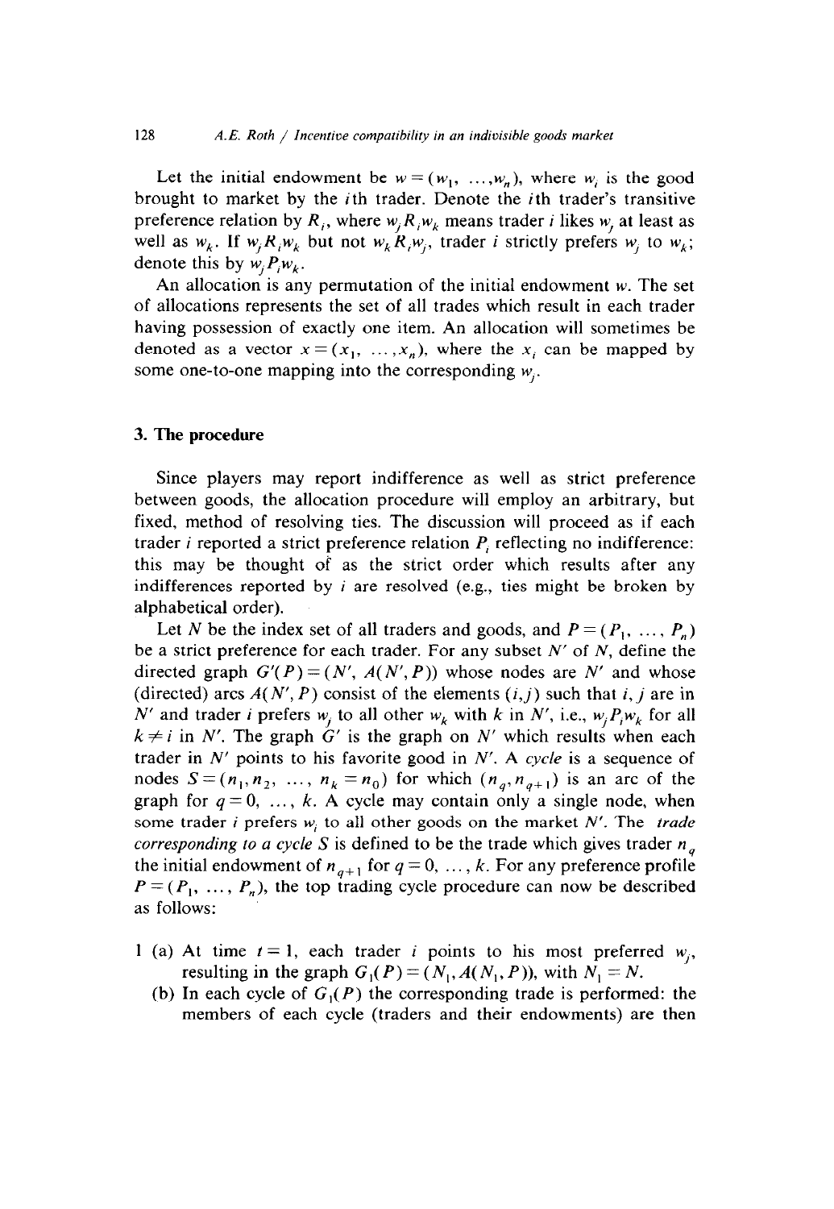Let the initial endowment be $w = (w_1, \ldots, w_n)$, where $w_i$ is the good brought to market by the $i$th trader. Denote the $i$th trader's transitive preference relation by $R_i$, where $w_j R_i w_k$ means trader $i$ likes $w_j$ at least as well as $w_k$. If $w_j R_i w_k$ but not $w_k R_i w_j$, trader $i$ strictly prefers $w_j$ to $w_k$; denote this by $w_j P_i w_k$.

An allocation is any permutation of the initial endowment $w$. The set of allocations represents the set of all trades which result in each trader having possession of exactly one item. An allocation will sometimes be denoted as a vector $x = (x_1, \ldots, x_n)$, where the $x_i$ can be mapped by some one-to-one mapping into the corresponding $w_j$.

## 3. The procedure

Since players may report indifference as well as strict preference between goods, the allocation procedure will employ an arbitrary, but fixed, method of resolving ties. The discussion will proceed as if each trader $i$ reported a strict preference relation $P_i$ reflecting no indifference: this may be thought of as the strict order which results after any indifferences reported by $i$ are resolved (e.g., ties might be broken by alphabetical order).

Let $N$ be the index set of all traders and goods, and $P = (P_1, \ldots, P_n)$ be a strict preference for each trader. For any subset $N'$ of $N$, define the directed graph $G'(P) = (N', A(N', P))$ whose nodes are $N'$ and whose (directed) arcs $A(N', P)$ consist of the elements $(i,j)$ such that $i, j$ are in $N'$ and trader $i$ prefers $w_j$ to all other $w_k$ with $k$ in $N'$, i.e., $w_j P_i w_k$ for all $k \neq i$ in $N'$. The graph $G'$ is the graph on $N'$ which results when each trader in $N'$ points to his favorite good in $N'$. A *cycle* is a sequence of nodes $S = (n_1, n_2, \ldots, n_k = n_0)$ for which $(n_q, n_{q+1})$ is an arc of the graph for $q = 0, \ldots, k$. A cycle may contain only a single node, when some trader $i$ prefers $w_i$ to all other goods on the market $N'$. The *trade corresponding to a cycle* $S$ is defined to be the trade which gives trader $n_q$ the initial endowment of $n_{q+1}$ for $q = 0, \ldots, k$. For any preference profile $P = (P_1, \ldots, P_n)$, the top trading cycle procedure can now be described as follows:

1 (a) At time $t = 1$, each trader $i$ points to his most preferred $w_j$, resulting in the graph $G_1(P) = (N_1, A(N_1, P))$, with $N_1 = N$.

(b) In each cycle of $G_1(P)$ the corresponding trade is performed: the members of each cycle (traders and their endowments) are then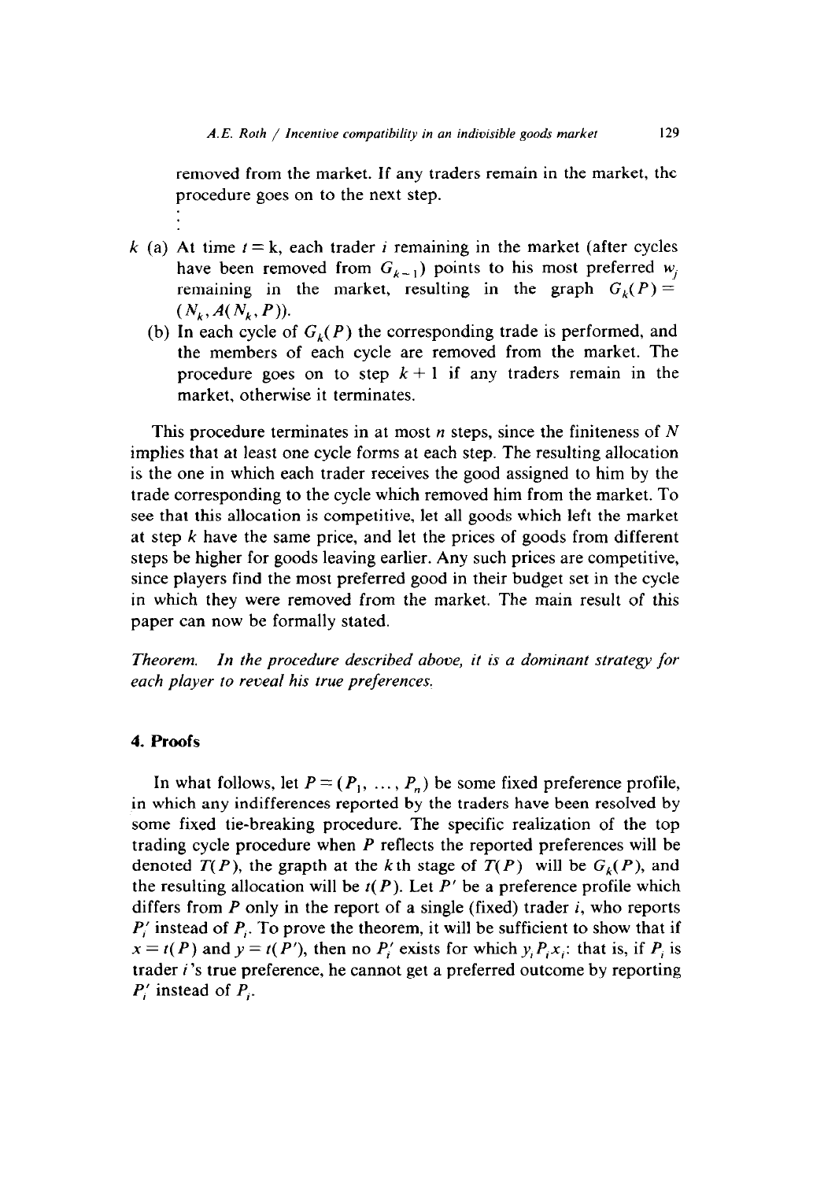removed from the market. If any traders remain in the market, the procedure goes on to the next step.

⋮

$k$ (a) At time $t = k$, each trader $i$ remaining in the market (after cycles have been removed from $G_{k-1}$) points to his most preferred $w_j$ remaining in the market, resulting in the graph $G_k(P) = (N_k, A(N_k, P))$.

(b) In each cycle of $G_k(P)$ the corresponding trade is performed, and the members of each cycle are removed from the market. The procedure goes on to step $k+1$ if any traders remain in the market, otherwise it terminates.

This procedure terminates in at most $n$ steps, since the finiteness of $N$ implies that at least one cycle forms at each step. The resulting allocation is the one in which each trader receives the good assigned to him by the trade corresponding to the cycle which removed him from the market. To see that this allocation is competitive, let all goods which left the market at step $k$ have the same price, and let the prices of goods from different steps be higher for goods leaving earlier. Any such prices are competitive, since players find the most preferred good in their budget set in the cycle in which they were removed from the market. The main result of this paper can now be formally stated.

*Theorem. In the procedure described above, it is a dominant strategy for each player to reveal his true preferences.*

## 4. Proofs

In what follows, let $P = (P_1, \ldots, P_n)$ be some fixed preference profile, in which any indifferences reported by the traders have been resolved by some fixed tie-breaking procedure. The specific realization of the top trading cycle procedure when $P$ reflects the reported preferences will be denoted $T(P)$, the grapth at the $k$th stage of $T(P)$ will be $G_k(P)$, and the resulting allocation will be $t(P)$. Let $P'$ be a preference profile which differs from $P$ only in the report of a single (fixed) trader $i$, who reports $P_i'$ instead of $P_i$. To prove the theorem, it will be sufficient to show that if $x = t(P)$ and $y = t(P')$, then no $P_i'$ exists for which $y_i P_i x_i$: that is, if $P_i$ is trader $i$'s true preference, he cannot get a preferred outcome by reporting $P_i'$ instead of $P_i$.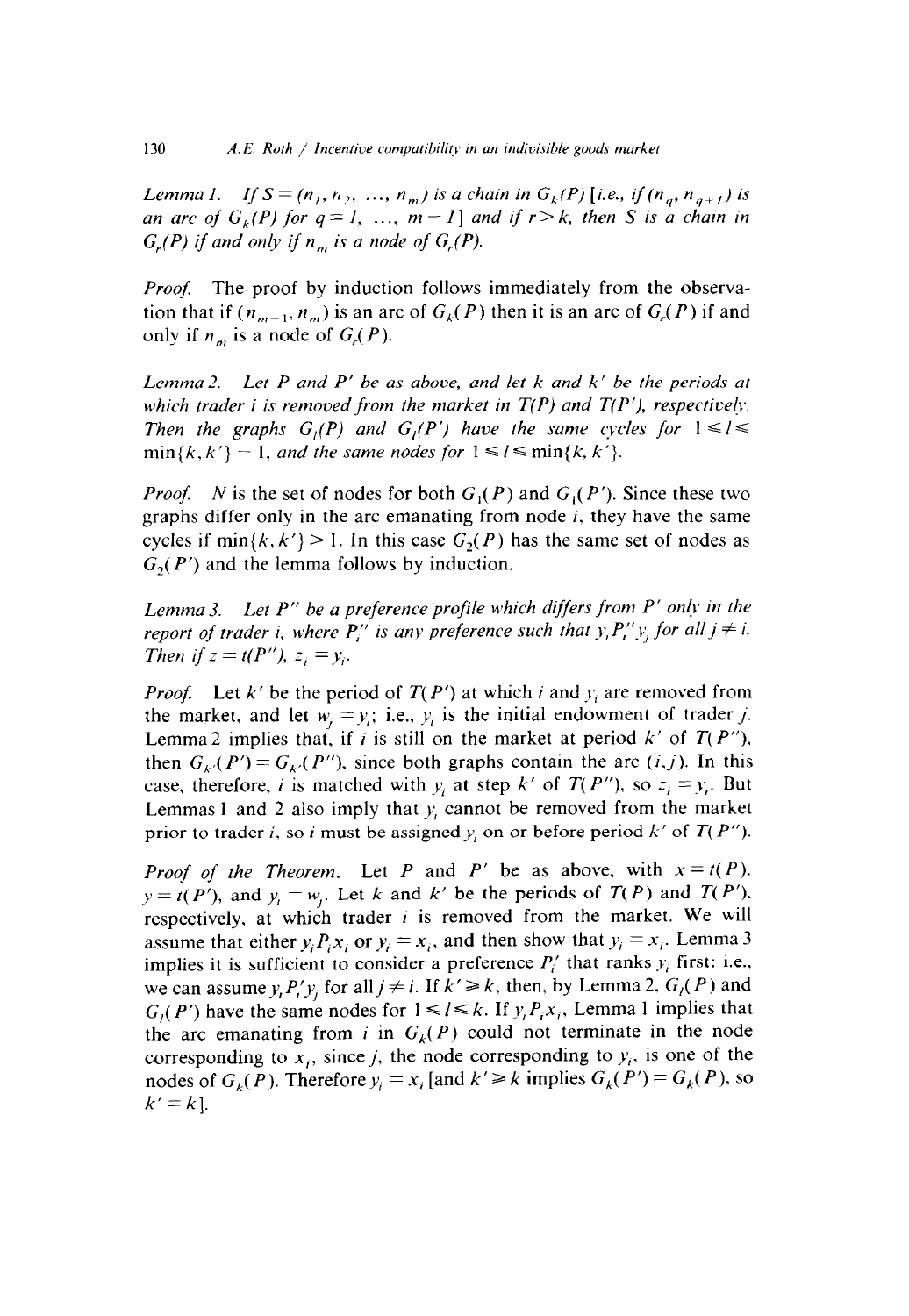*Lemma 1.* *If $S = (n_1, n_2, \ldots, n_m)$ is a chain in $G_k(P)$ [i.e., if $(n_q, n_{q+1})$ is an arc of $G_k(P)$ for $q = 1, \ldots, m-1$] and if $r > k$, then $S$ is a chain in $G_r(P)$ if and only if $n_m$ is a node of $G_r(P)$.*

*Proof.* The proof by induction follows immediately from the observation that if $(n_{m-1}, n_m)$ is an arc of $G_k(P)$ then it is an arc of $G_r(P)$ if and only if $n_m$ is a node of $G_r(P)$.

*Lemma 2.* *Let $P$ and $P'$ be as above, and let $k$ and $k'$ be the periods at which trader $i$ is removed from the market in $T(P)$ and $T(P')$, respectively. Then the graphs $G_l(P)$ and $G_l(P')$ have the same cycles for $1 \leqslant l \leqslant \min\{k, k'\} - 1$, and the same nodes for $1 \leqslant l \leqslant \min\{k, k'\}$.*

*Proof.* $N$ is the set of nodes for both $G_1(P)$ and $G_1(P')$. Since these two graphs differ only in the arc emanating from node $i$, they have the same cycles if $\min\{k, k'\} > 1$. In this case $G_2(P)$ has the same set of nodes as $G_2(P')$ and the lemma follows by induction.

*Lemma 3.* *Let $P''$ be a preference profile which differs from $P'$ only in the report of trader $i$, where $P_i''$ is any preference such that $y_i P_i'' y_j$ for all $j \neq i$. Then if $z = t(P'')$, $z_i = y_i$.*

*Proof.* Let $k'$ be the period of $T(P')$ at which $i$ and $y_i$ are removed from the market, and let $w_j = y_i$; i.e., $y_i$ is the initial endowment of trader $j$. Lemma 2 implies that, if $i$ is still on the market at period $k'$ of $T(P'')$, then $G_{k'}(P') = G_{k'}(P'')$, since both graphs contain the arc $(i, j)$. In this case, therefore, $i$ is matched with $y_i$ at step $k'$ of $T(P'')$, so $z_i = y_i$. But Lemmas 1 and 2 also imply that $y_i$ cannot be removed from the market prior to trader $i$, so $i$ must be assigned $y_i$ on or before period $k'$ of $T(P'')$.

*Proof of the Theorem.* Let $P$ and $P'$ be as above, with $x = t(P)$, $y = t(P')$, and $y_i = w_j$. Let $k$ and $k'$ be the periods of $T(P)$ and $T(P')$, respectively, at which trader $i$ is removed from the market. We will assume that either $y_i P_i x_i$ or $y_i = x_i$, and then show that $y_i = x_i$. Lemma 3 implies it is sufficient to consider a preference $P_i'$ that ranks $y_i$ first: i.e., we can assume $y_i P_i' y_j$ for all $j \neq i$. If $k' \geqslant k$, then, by Lemma 2, $G_l(P)$ and $G_l(P')$ have the same nodes for $1 \leqslant l \leqslant k$. If $y_i P_i x_i$, Lemma 1 implies that the arc emanating from $i$ in $G_k(P)$ could not terminate in the node corresponding to $x_i$, since $j$, the node corresponding to $y_i$, is one of the nodes of $G_k(P)$. Therefore $y_i = x_i$ [and $k' \geqslant k$ implies $G_k(P') = G_k(P)$, so $k' = k$].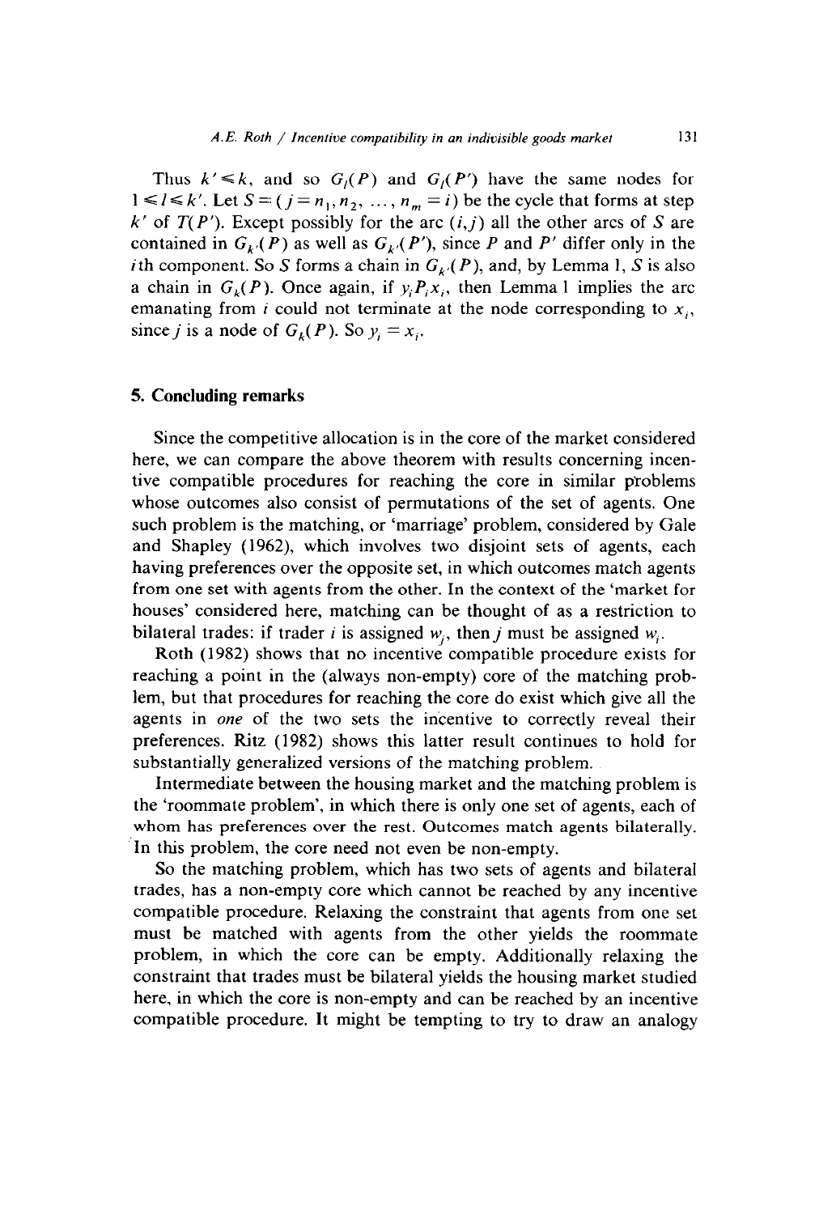Thus $k' \leqslant k$, and so $G_l(P)$ and $G_l(P')$ have the same nodes for $1 \leqslant l \leqslant k'$. Let $S = (j = n_1, n_2, \ldots, n_m = i)$ be the cycle that forms at step $k'$ of $T(P')$. Except possibly for the arc $(i,j)$ all the other arcs of $S$ are contained in $G_{k'}(P)$ as well as $G_{k'}(P')$, since $P$ and $P'$ differ only in the $i$th component. So $S$ forms a chain in $G_{k'}(P)$, and, by Lemma 1, $S$ is also a chain in $G_k(P)$. Once again, if $y_i P_i x_i$, then Lemma 1 implies the arc emanating from $i$ could not terminate at the node corresponding to $x_i$, since $j$ is a node of $G_k(P)$. So $y_i = x_i$.

## 5. Concluding remarks

Since the competitive allocation is in the core of the market considered here, we can compare the above theorem with results concerning incentive compatible procedures for reaching the core in similar problems whose outcomes also consist of permutations of the set of agents. One such problem is the matching, or 'marriage' problem, considered by Gale and Shapley (1962), which involves two disjoint sets of agents, each having preferences over the opposite set, in which outcomes match agents from one set with agents from the other. In the context of the 'market for houses' considered here, matching can be thought of as a restriction to bilateral trades: if trader $i$ is assigned $w_j$, then $j$ must be assigned $w_i$.

Roth (1982) shows that no incentive compatible procedure exists for reaching a point in the (always non-empty) core of the matching problem, but that procedures for reaching the core do exist which give all the agents in *one* of the two sets the incentive to correctly reveal their preferences. Ritz (1982) shows this latter result continues to hold for substantially generalized versions of the matching problem.

Intermediate between the housing market and the matching problem is the 'roommate problem', in which there is only one set of agents, each of whom has preferences over the rest. Outcomes match agents bilaterally. In this problem, the core need not even be non-empty.

So the matching problem, which has two sets of agents and bilateral trades, has a non-empty core which cannot be reached by any incentive compatible procedure. Relaxing the constraint that agents from one set must be matched with agents from the other yields the roommate problem, in which the core can be empty. Additionally relaxing the constraint that trades must be bilateral yields the housing market studied here, in which the core is non-empty and can be reached by an incentive compatible procedure. It might be tempting to try to draw an analogy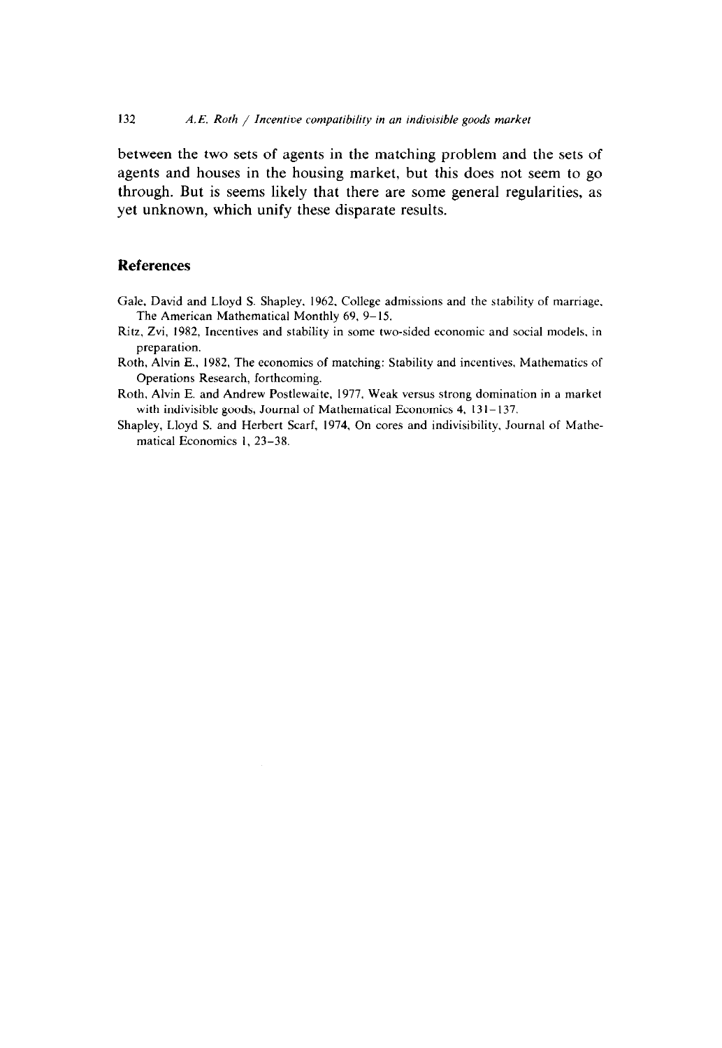between the two sets of agents in the matching problem and the sets of agents and houses in the housing market, but this does not seem to go through. But is seems likely that there are some general regularities, as yet unknown, which unify these disparate results.

## References

Gale, David and Lloyd S. Shapley, 1962, College admissions and the stability of marriage, The American Mathematical Monthly 69, 9–15.

Ritz, Zvi, 1982, Incentives and stability in some two-sided economic and social models, in preparation.

Roth, Alvin E., 1982, The economics of matching: Stability and incentives, Mathematics of Operations Research, forthcoming.

Roth, Alvin E. and Andrew Postlewaite, 1977, Weak versus strong domination in a market with indivisible goods, Journal of Mathematical Economics 4, 131–137.

Shapley, Lloyd S. and Herbert Scarf, 1974, On cores and indivisibility, Journal of Mathematical Economics 1, 23–38.